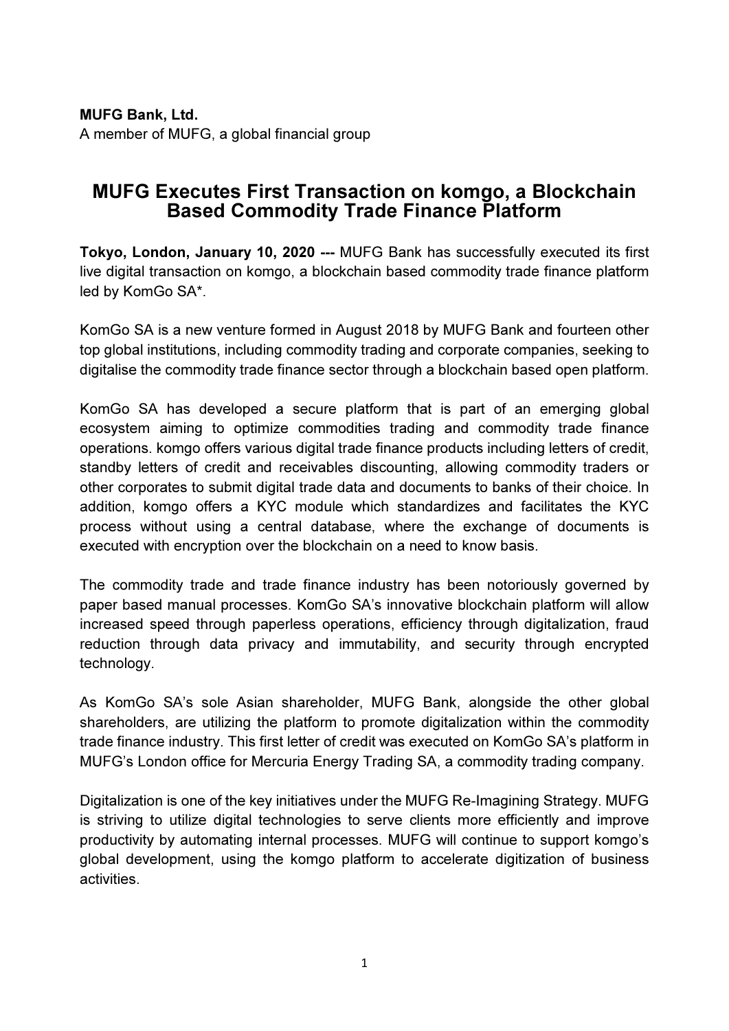**MUFG Bank, Ltd.**
A member of MUFG, a global financial group

# MUFG Executes First Transaction on komgo, a Blockchain Based Commodity Trade Finance Platform

**Tokyo, London, January 10, 2020 ---** MUFG Bank has successfully executed its first live digital transaction on komgo, a blockchain based commodity trade finance platform led by KomGo SA*.

KomGo SA is a new venture formed in August 2018 by MUFG Bank and fourteen other top global institutions, including commodity trading and corporate companies, seeking to digitalise the commodity trade finance sector through a blockchain based open platform.

KomGo SA has developed a secure platform that is part of an emerging global ecosystem aiming to optimize commodities trading and commodity trade finance operations. komgo offers various digital trade finance products including letters of credit, standby letters of credit and receivables discounting, allowing commodity traders or other corporates to submit digital trade data and documents to banks of their choice. In addition, komgo offers a KYC module which standardizes and facilitates the KYC process without using a central database, where the exchange of documents is executed with encryption over the blockchain on a need to know basis.

The commodity trade and trade finance industry has been notoriously governed by paper based manual processes. KomGo SA's innovative blockchain platform will allow increased speed through paperless operations, efficiency through digitalization, fraud reduction through data privacy and immutability, and security through encrypted technology.

As KomGo SA's sole Asian shareholder, MUFG Bank, alongside the other global shareholders, are utilizing the platform to promote digitalization within the commodity trade finance industry. This first letter of credit was executed on KomGo SA's platform in MUFG's London office for Mercuria Energy Trading SA, a commodity trading company.

Digitalization is one of the key initiatives under the MUFG Re-Imagining Strategy. MUFG is striving to utilize digital technologies to serve clients more efficiently and improve productivity by automating internal processes. MUFG will continue to support komgo's global development, using the komgo platform to accelerate digitization of business activities.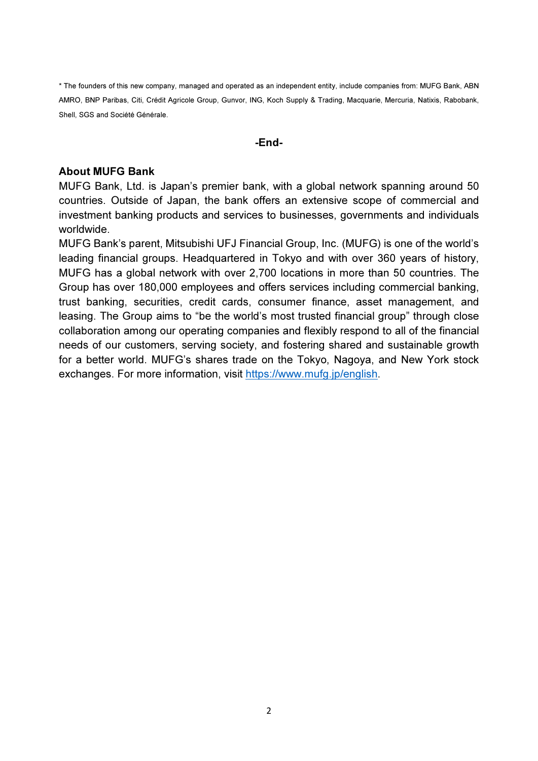* The founders of this new company, managed and operated as an independent entity, include companies from: MUFG Bank, ABN AMRO, BNP Paribas, Citi, Crédit Agricole Group, Gunvor, ING, Koch Supply & Trading, Macquarie, Mercuria, Natixis, Rabobank, Shell, SGS and Société Générale.

**-End-**

**About MUFG Bank**

MUFG Bank, Ltd. is Japan's premier bank, with a global network spanning around 50 countries. Outside of Japan, the bank offers an extensive scope of commercial and investment banking products and services to businesses, governments and individuals worldwide.

MUFG Bank's parent, Mitsubishi UFJ Financial Group, Inc. (MUFG) is one of the world's leading financial groups. Headquartered in Tokyo and with over 360 years of history, MUFG has a global network with over 2,700 locations in more than 50 countries. The Group has over 180,000 employees and offers services including commercial banking, trust banking, securities, credit cards, consumer finance, asset management, and leasing. The Group aims to "be the world's most trusted financial group" through close collaboration among our operating companies and flexibly respond to all of the financial needs of our customers, serving society, and fostering shared and sustainable growth for a better world. MUFG's shares trade on the Tokyo, Nagoya, and New York stock exchanges. For more information, visit [https://www.mufg.jp/english](https://www.mufg.jp/english).